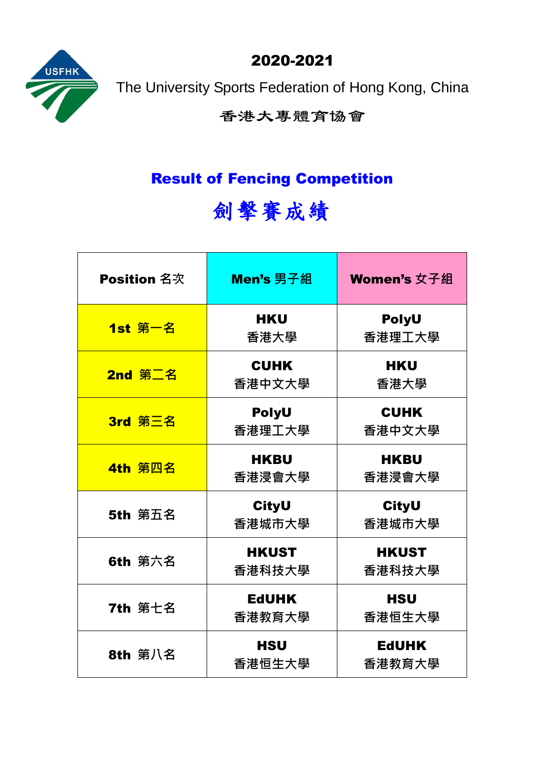**2020-2021**

The University Sports Federation of Hong Kong, China

香港大專體育協會

# Result of Fencing Competition

# 劍擊賽成績

| Position 名次 | Men's 男子組 | Women's 女子組 |
|---|---|---|
| 1st 第一名 | **HKU**<br>香港大學 | **PolyU**<br>香港理工大學 |
| 2nd 第二名 | **CUHK**<br>香港中文大學 | **HKU**<br>香港大學 |
| 3rd 第三名 | **PolyU**<br>香港理工大學 | **CUHK**<br>香港中文大學 |
| 4th 第四名 | **HKBU**<br>香港浸會大學 | **HKBU**<br>香港浸會大學 |
| 5th 第五名 | **CityU**<br>香港城市大學 | **CityU**<br>香港城市大學 |
| 6th 第六名 | **HKUST**<br>香港科技大學 | **HKUST**<br>香港科技大學 |
| 7th 第七名 | **EdUHK**<br>香港教育大學 | **HSU**<br>香港恒生大學 |
| 8th 第八名 | **HSU**<br>香港恒生大學 | **EdUHK**<br>香港教育大學 |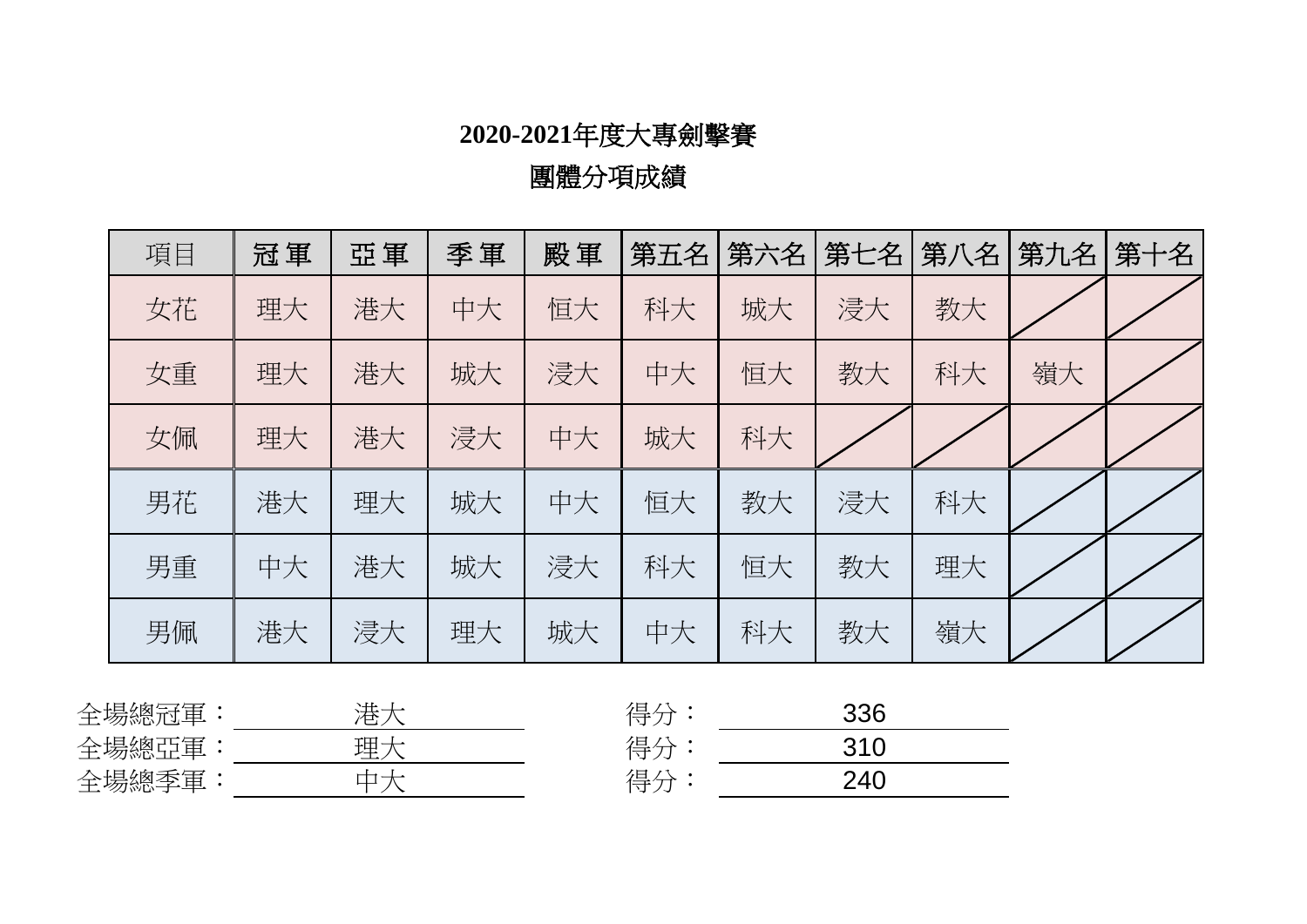# 2020-2021年度大專劍擊賽

## 團體分項成績

| 項目 | 冠 軍 | 亞 軍 | 季 軍 | 殿 軍 | 第五名 | 第六名 | 第七名 | 第八名 | 第九名 | 第十名 |
|---|---|---|---|---|---|---|---|---|---|---|
| 女花 | 理大 | 港大 | 中大 | 恒大 | 科大 | 城大 | 浸大 | 教大 | | |
| 女重 | 理大 | 港大 | 城大 | 浸大 | 中大 | 恒大 | 教大 | 科大 | 嶺大 | |
| 女佩 | 理大 | 港大 | 浸大 | 中大 | 城大 | 科大 | | | | |
| 男花 | 港大 | 理大 | 城大 | 中大 | 恒大 | 教大 | 浸大 | 科大 | | |
| 男重 | 中大 | 港大 | 城大 | 浸大 | 科大 | 恒大 | 教大 | 理大 | | |
| 男佩 | 港大 | 浸大 | 理大 | 城大 | 中大 | 科大 | 教大 | 嶺大 | | |

全場總冠軍： 港大 得分： 336

全場總亞軍： 理大 得分： 310

全場總季軍： 中大 得分： 240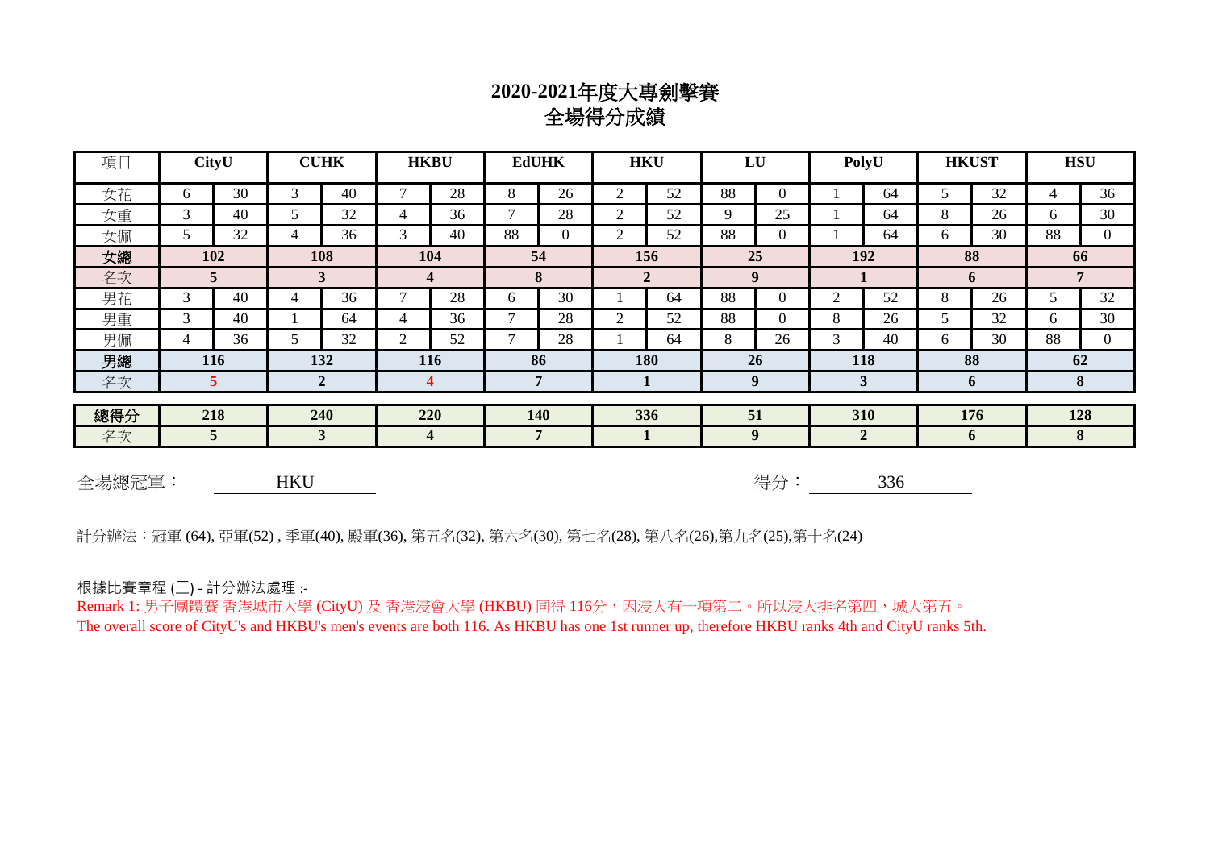# 2020-2021年度大專劍擊賽
## 全場得分成績

| 項目 | CityU | | CUHK | | HKBU | | EdUHK | | HKU | | LU | | PolyU | | HKUST | | HSU | |
|---|---|---|---|---|---|---|---|---|---|---|---|---|---|---|---|---|---|---|
| 女花 | 6 | 30 | 3 | 40 | 7 | 28 | 8 | 26 | 2 | 52 | 88 | 0 | 1 | 64 | 5 | 32 | 4 | 36 |
| 女重 | 3 | 40 | 5 | 32 | 4 | 36 | 7 | 28 | 2 | 52 | 9 | 25 | 1 | 64 | 8 | 26 | 6 | 30 |
| 女佩 | 5 | 32 | 4 | 36 | 3 | 40 | 88 | 0 | 2 | 52 | 88 | 0 | 1 | 64 | 6 | 30 | 88 | 0 |
| **女總** | **102** | | **108** | | **104** | | **54** | | **156** | | **25** | | **192** | | **88** | | **66** | |
| 名次 | **5** | | **3** | | **4** | | **8** | | **2** | | **9** | | **1** | | **6** | | **7** | |
| 男花 | 3 | 40 | 4 | 36 | 7 | 28 | 6 | 30 | 1 | 64 | 88 | 0 | 2 | 52 | 8 | 26 | 5 | 32 |
| 男重 | 3 | 40 | 1 | 64 | 4 | 36 | 7 | 28 | 2 | 52 | 88 | 0 | 8 | 26 | 5 | 32 | 6 | 30 |
| 男佩 | 4 | 36 | 5 | 32 | 2 | 52 | 7 | 28 | 1 | 64 | 8 | 26 | 3 | 40 | 6 | 30 | 88 | 0 |
| **男總** | **116** | | **132** | | **116** | | **86** | | **180** | | **26** | | **118** | | **88** | | **62** | |
| 名次 | **5** | | **2** | | **4** | | **7** | | **1** | | **9** | | **3** | | **6** | | **8** | |
| **總得分** | **218** | | **240** | | **220** | | **140** | | **336** | | **51** | | **310** | | **176** | | **128** | |
| 名次 | **5** | | **3** | | **4** | | **7** | | **1** | | **9** | | **2** | | **6** | | **8** | |

全場總冠軍： HKU　　　　得分： 336

計分辦法：冠軍 (64), 亞軍(52) , 季軍(40), 殿軍(36), 第五名(32), 第六名(30), 第七名(28), 第八名(26),第九名(25),第十名(24)

根據比賽章程 (三) - 計分辦法處理 :-

Remark 1: 男子團體賽 香港城市大學 (CityU) 及 香港浸會大學 (HKBU) 同得 116分，因浸大有一項第二。所以浸大排名第四，城大第五。

The overall score of CityU's and HKBU's men's events are both 116. As HKBU has one 1st runner up, therefore HKBU ranks 4th and CityU ranks 5th.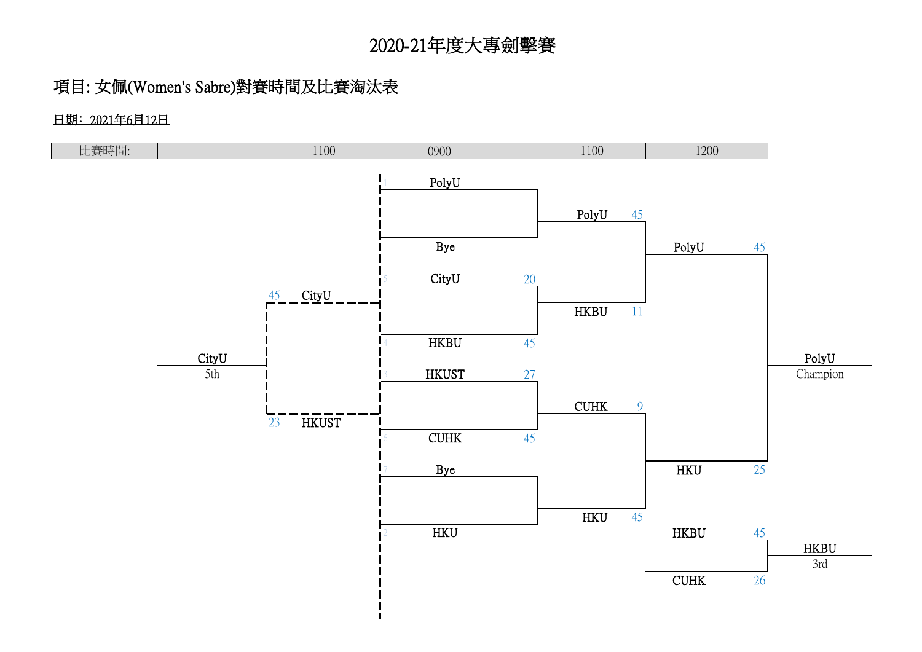# 2020-21年度大專劍擊賽

## 項目: 女佩(Women's Sabre)對賽時間及比賽淘汰表

日期：2021年6月12日

| 比賽時間: | | 1100 | 0900 | 1100 | 1200 |
|---|---|---|---|---|---|

PolyU
Bye

CityU 20
HKBU 45

HKUST 27
CUHK 45

Bye
HKU

PolyU 45
HKBU 11

CUHK 9
HKU 45

PolyU 45
HKU 25

PolyU
Champion

45 CityU
23 HKUST

CityU
5th

HKBU 45
CUHK 26

HKBU
3rd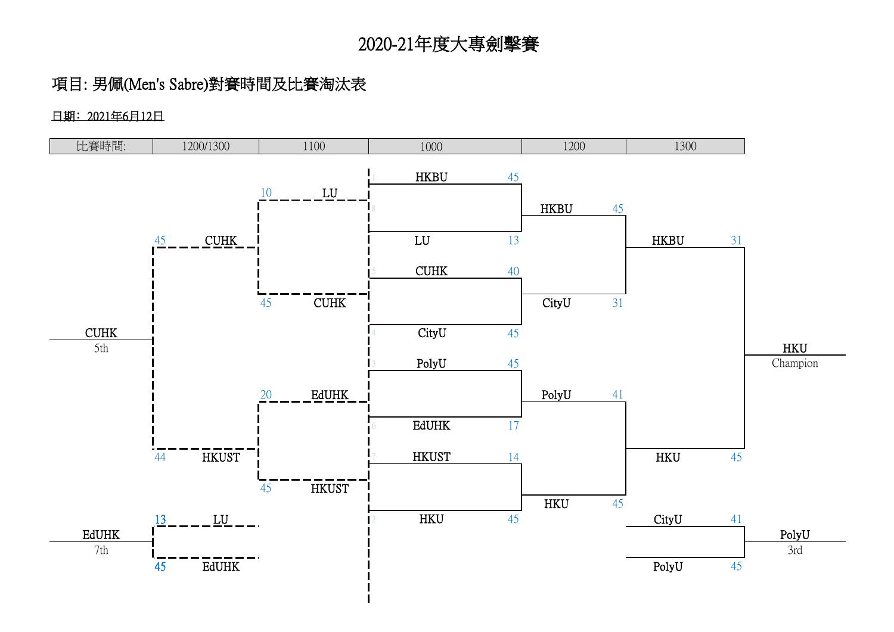# 2020-21年度大專劍擊賽

## 項目: 男佩(Men's Sabre)對賽時間及比賽淘汰表

日期：2021年6月12日

| 比賽時間: | 1200/1300 | 1100 | 1000 | 1200 | 1300 |
| --- | --- | --- | --- | --- | --- |

HKBU 45
LU 13
CUHK 40
CityU 45
PolyU 45
EdUHK 17
HKUST 14
HKU 45

HKBU 45
CityU 31
PolyU 41
HKU 45

HKBU 31
HKU 45

HKU
Champion

CityU 41
PolyU 45

PolyU
3rd

LU 10
CUHK 45
EdUHK 20
HKUST 45

CUHK 45
HKUST 44

CUHK
5th

LU 13
EdUHK 45

EdUHK
7th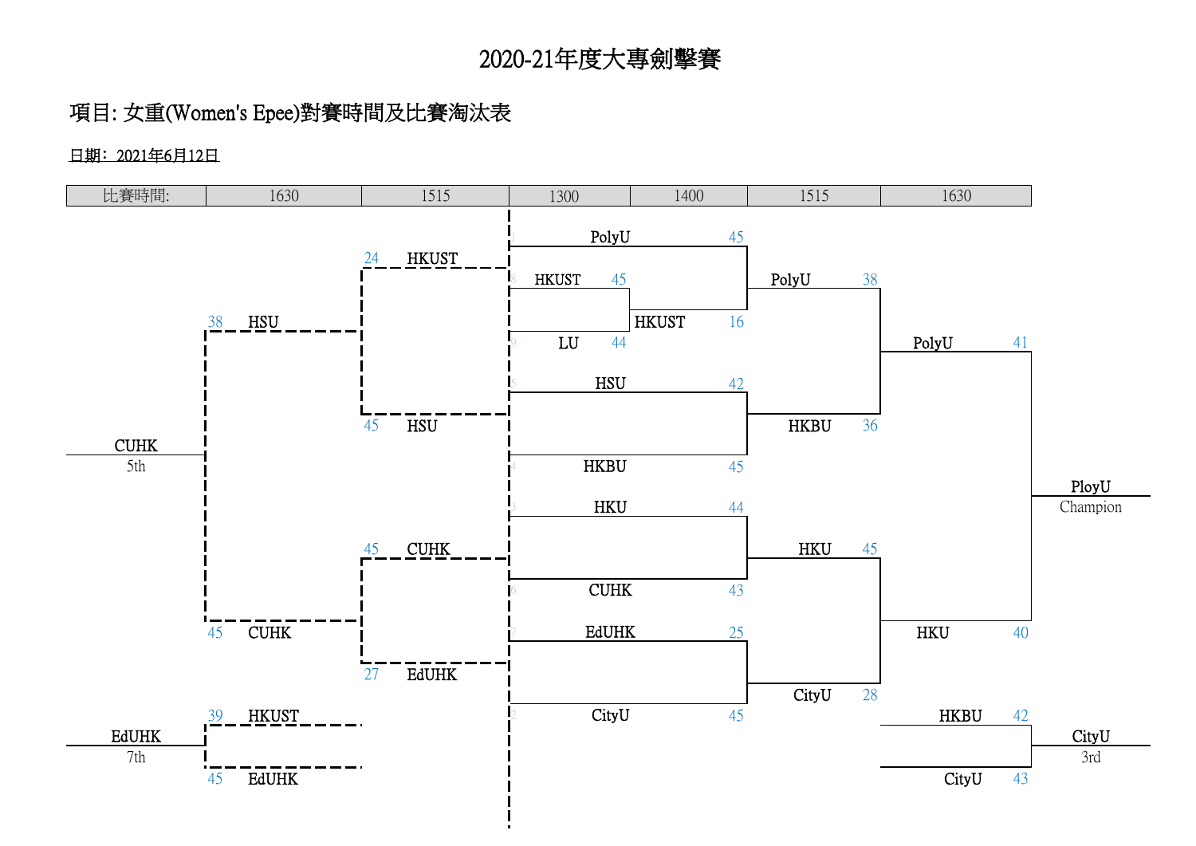# 2020-21年度大專劍擊賽

## 項目: 女重(Women's Epee)對賽時間及比賽淘汰表

日期：2021年6月12日

| 比賽時間: | 1630 | 1515 | 1300 | 1400 | 1515 | 1630 |
|---|---|---|---|---|---|---|

PolyU 45
HKUST 45
LU 44
HKUST 16
PolyU 38
HSU 42
HKBU 45
HKBU 36
PolyU 41
HKU 44
CUHK 43
HKU 45
EdUHK 25
CityU 45
CityU 28
HKU 40
PloyU
Champion

HKBU 42
CityU 43
CityU
3rd

24 HKUST
45 HSU
38 HSU
45 CUHK
27 EdUHK
45 CUHK
CUHK
5th

39 HKUST
45 EdUHK
EdUHK
7th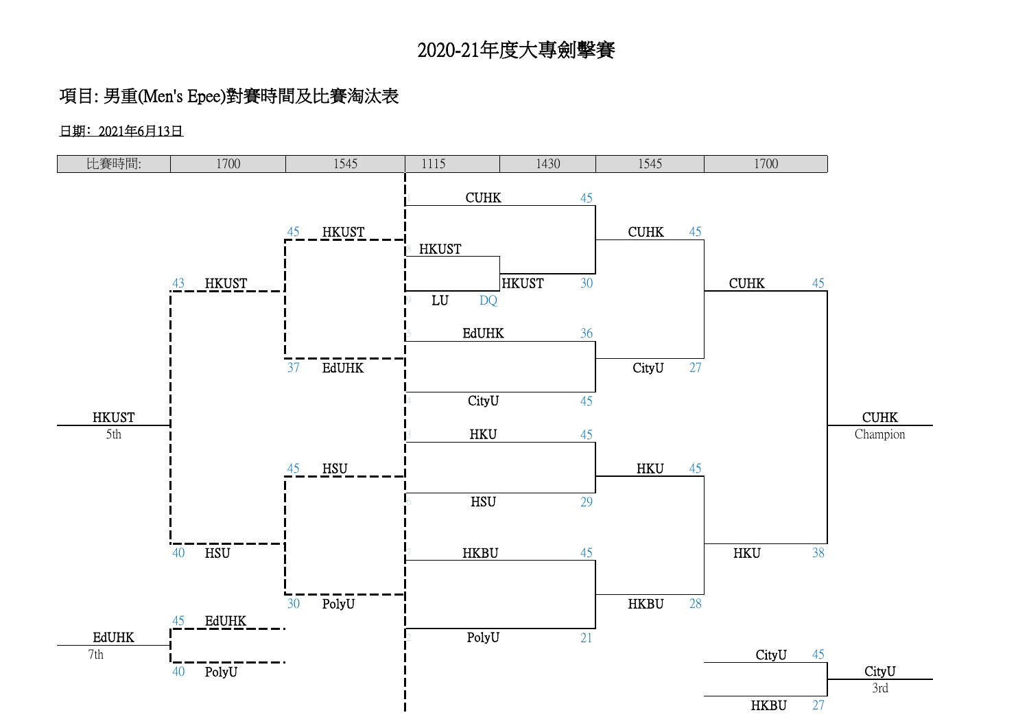# 2020-21年度大專劍擊賽

## 項目: 男重(Men's Epee)對賽時間及比賽淘汰表

日期：2021年6月13日

比賽時間: 1700 | 1545 | 1115 | 1430 | 1545 | 1700

CUHK 45
HKUST
LU DQ
HKUST 30
EdUHK 36
CityU 45
HKU 45
HSU 29
HKBU 45
PolyU 21

CUHK 45
CityU 27
HKU 45
HKBU 28

CUHK 45
HKU 38

CUHK
Champion

CityU 45
HKBU 27

CityU
3rd

45 HKUST
37 EdUHK
45 HSU
30 PolyU

43 HKUST
40 HSU

HKUST
5th

45 EdUHK
40 PolyU

EdUHK
7th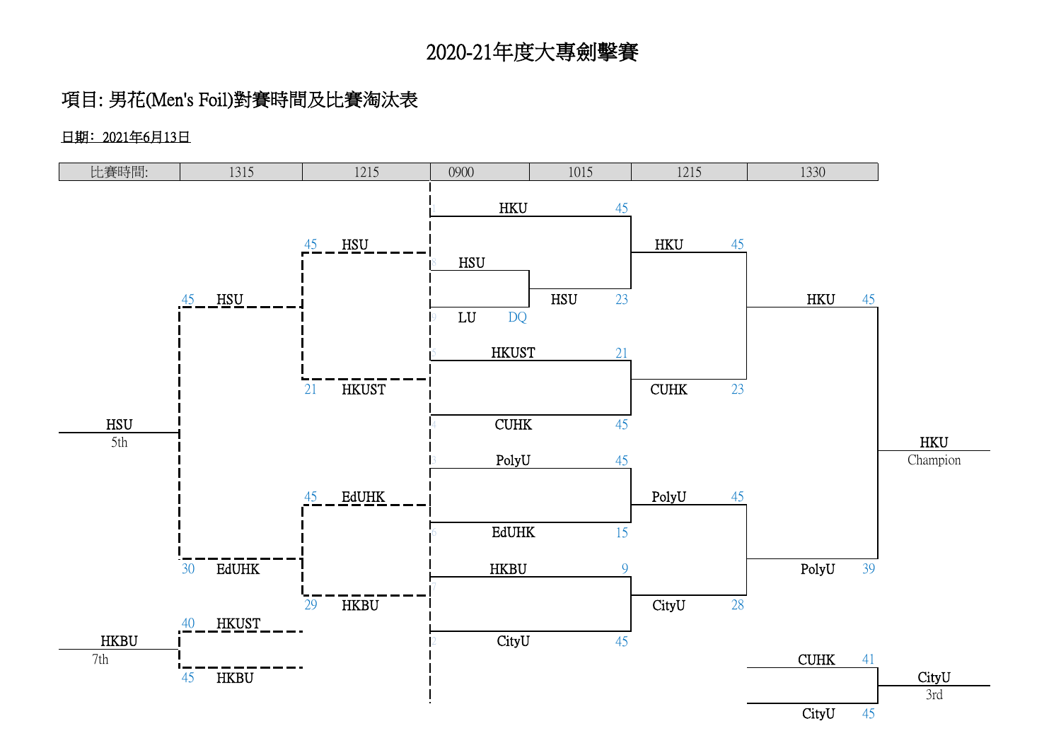# 2020-21年度大專劍擊賽

## 項目: 男花(Men's Foil)對賽時間及比賽淘汰表

日期：2021年6月13日

| 比賽時間: | 1315 | 1215 | 0900 | 1015 | 1215 | 1330 |
|---|---|---|---|---|---|---|

### Main bracket

**0900**

| Match | Fencer | Score | Fencer | Score |
|---|---|---|---|---|
| 1 | HKU | 45 | (bye) | |
| 2 | HSU | | LU | DQ |
| 3 | HKUST | 21 | CUHK | 45 |
| 4 | PolyU | 45 | EdUHK | 15 |
| 5 | HKBU | 9 | CityU | 45 |

**1015**

| Fencer | Score |
|---|---|
| HSU | 23 |

**1215**

| Fencer | Score | Fencer | Score |
|---|---|---|---|
| HKU | 45 | CUHK | 23 |
| PolyU | 45 | CityU | 28 |

**1330**

| Fencer | Score | Fencer | Score |
|---|---|---|---|
| HKU | 45 | PolyU | 39 |

HKU — Champion

**3rd place**

| Fencer | Score | Fencer | Score |
|---|---|---|---|
| CUHK | 41 | CityU | 45 |

CityU — 3rd

### Classification bracket

**1215**

| Fencer | Score | Fencer | Score |
|---|---|---|---|
| HSU | 45 | HKUST | 21 |
| EdUHK | 45 | HKBU | 29 |

**1315**

| Fencer | Score | Fencer | Score |
|---|---|---|---|
| HSU | 45 | EdUHK | 30 |
| HKUST | 40 | HKBU | 45 |

HSU — 5th

HKBU — 7th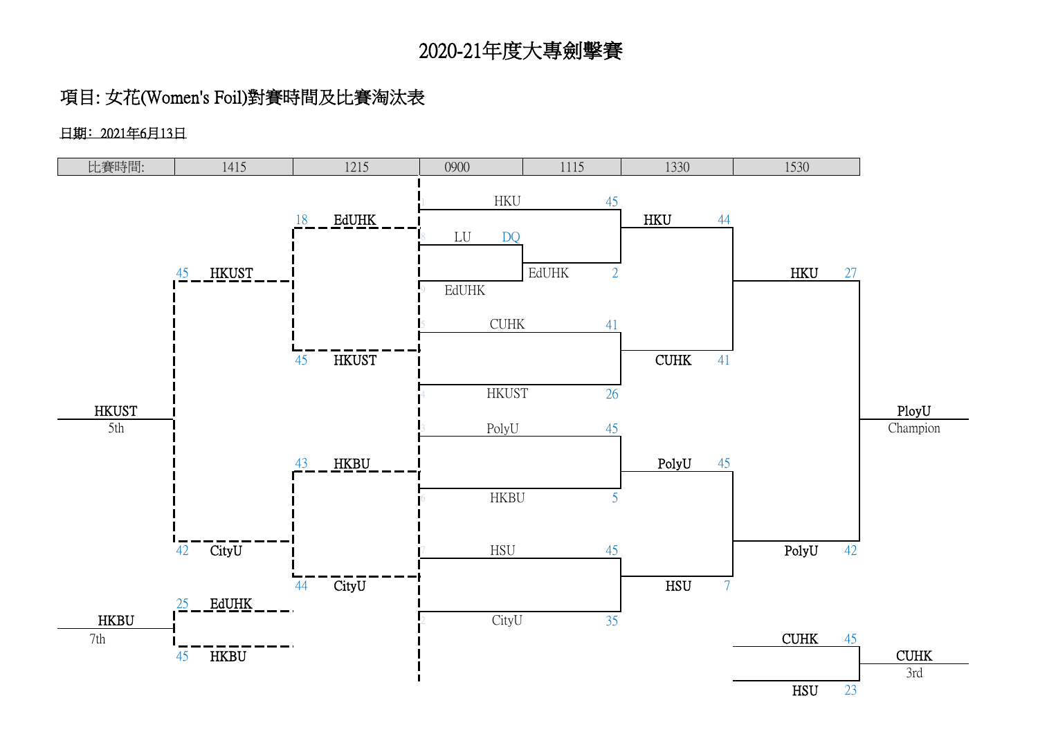# 2020-21年度大專劍擊賽

## 項目: 女花(Women's Foil)對賽時間及比賽淘汰表

日期：2021年6月13日

| 比賽時間: | 1415 | 1215 | 0900 | 1115 | 1330 | 1530 |
| --- | --- | --- | --- | --- | --- | --- |

HKU 45
LU DQ
EdUHK
EdUHK 2
HKU 44
CUHK 41
HKUST 26
CUHK 41
HKU 27
PolyU 45
HKBU 5
PolyU 45
HSU 45
CityU 35
HSU 7
PolyU 42
PloyU
Champion

18 EdUHK
45 HKUST
43 HKBU
44 CityU
45 HKUST
42 CityU
HKUST
5th

25 EdUHK
45 HKBU
HKBU
7th

CUHK 45
HSU 23
CUHK
3rd